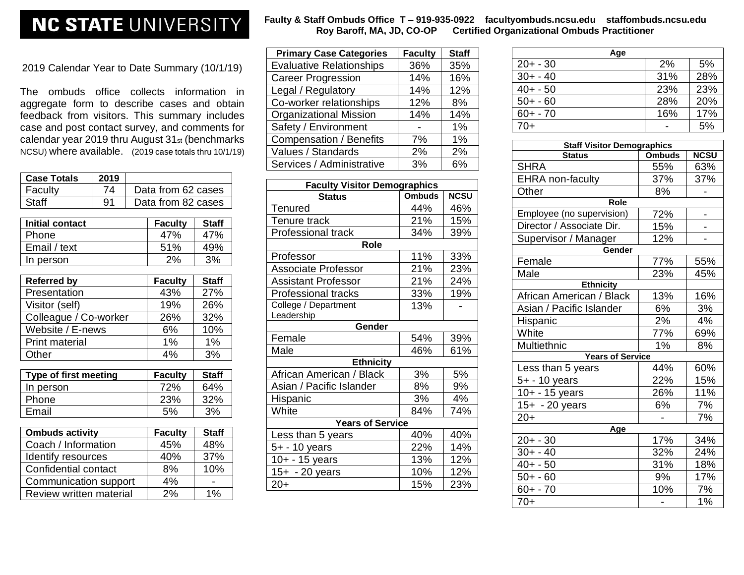# NC STATE UNIVERSITY

**Faulty & Staff Ombuds Office T – 919-935-0922 facultyombuds.ncsu.edu staffombuds.ncsu.edu**
**Roy Baroff, MA, JD, CO-OP Certified Organizational Ombuds Practitioner**

2019 Calendar Year to Date Summary (10/1/19)

The ombuds office collects information in aggregate form to describe cases and obtain feedback from visitors. This summary includes case and post contact survey, and comments for calendar year 2019 thru August 31st (benchmarks NCSU) where available. (2019 case totals thru 10/1/19)

| Case Totals | 2019 | |
|---|---|---|
| Faculty | 74 | Data from 62 cases |
| Staff | 91 | Data from 82 cases |

| Initial contact | Faculty | Staff |
|---|---|---|
| Phone | 47% | 47% |
| Email / text | 51% | 49% |
| In person | 2% | 3% |

| Referred by | Faculty | Staff |
|---|---|---|
| Presentation | 43% | 27% |
| Visitor (self) | 19% | 26% |
| Colleague / Co-worker | 26% | 32% |
| Website / E-news | 6% | 10% |
| Print material | 1% | 1% |
| Other | 4% | 3% |

| Type of first meeting | Faculty | Staff |
|---|---|---|
| In person | 72% | 64% |
| Phone | 23% | 32% |
| Email | 5% | 3% |

| Ombuds activity | Faculty | Staff |
|---|---|---|
| Coach / Information | 45% | 48% |
| Identify resources | 40% | 37% |
| Confidential contact | 8% | 10% |
| Communication support | 4% | - |
| Review written material | 2% | 1% |

| Primary Case Categories | Faculty | Staff |
|---|---|---|
| Evaluative Relationships | 36% | 35% |
| Career Progression | 14% | 16% |
| Legal / Regulatory | 14% | 12% |
| Co-worker relationships | 12% | 8% |
| Organizational Mission | 14% | 14% |
| Safety / Environment | - | 1% |
| Compensation / Benefits | 7% | 1% |
| Values / Standards | 2% | 2% |
| Services / Administrative | 3% | 6% |

| Faculty Visitor Demographics | | |
|---|---|---|
| **Status** | **Ombuds** | **NCSU** |
| Tenured | 44% | 46% |
| Tenure track | 21% | 15% |
| Professional track | 34% | 39% |
| **Role** | | |
| Professor | 11% | 33% |
| Associate Professor | 21% | 23% |
| Assistant Professor | 21% | 24% |
| Professional tracks | 33% | 19% |
| College / Department Leadership | 13% | - |
| **Gender** | | |
| Female | 54% | 39% |
| Male | 46% | 61% |
| **Ethnicity** | | |
| African American / Black | 3% | 5% |
| Asian / Pacific Islander | 8% | 9% |
| Hispanic | 3% | 4% |
| White | 84% | 74% |
| **Years of Service** | | |
| Less than 5 years | 40% | 40% |
| 5+ - 10 years | 22% | 14% |
| 10+ - 15 years | 13% | 12% |
| 15+ - 20 years | 10% | 12% |
| 20+ | 15% | 23% |
| **Age** | | |
| 20+ - 30 | 2% | 5% |
| 30+ - 40 | 31% | 28% |
| 40+ - 50 | 23% | 23% |
| 50+ - 60 | 28% | 20% |
| 60+ - 70 | 16% | 17% |
| 70+ | - | 5% |

| Staff Visitor Demographics | | |
|---|---|---|
| **Status** | **Ombuds** | **NCSU** |
| SHRA | 55% | 63% |
| EHRA non-faculty | 37% | 37% |
| Other | 8% | - |
| **Role** | | |
| Employee (no supervision) | 72% | - |
| Director / Associate Dir. | 15% | - |
| Supervisor / Manager | 12% | - |
| **Gender** | | |
| Female | 77% | 55% |
| Male | 23% | 45% |
| **Ethnicity** | | |
| African American / Black | 13% | 16% |
| Asian / Pacific Islander | 6% | 3% |
| Hispanic | 2% | 4% |
| White | 77% | 69% |
| Multiethnic | 1% | 8% |
| **Years of Service** | | |
| Less than 5 years | 44% | 60% |
| 5+ - 10 years | 22% | 15% |
| 10+ - 15 years | 26% | 11% |
| 15+ - 20 years | 6% | 7% |
| 20+ | - | 7% |
| **Age** | | |
| 20+ - 30 | 17% | 34% |
| 30+ - 40 | 32% | 24% |
| 40+ - 50 | 31% | 18% |
| 50+ - 60 | 9% | 17% |
| 60+ - 70 | 10% | 7% |
| 70+ | - | 1% |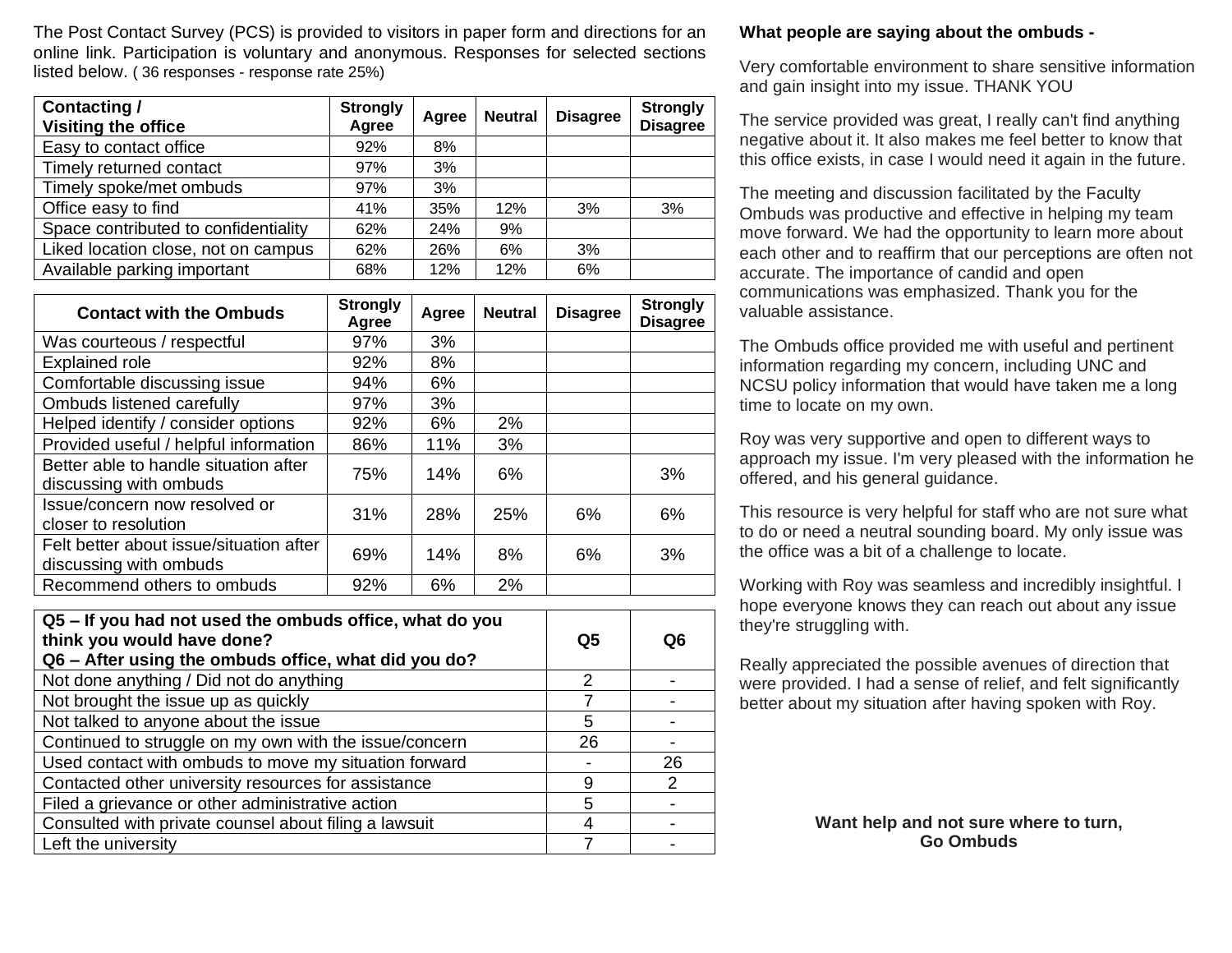The Post Contact Survey (PCS) is provided to visitors in paper form and directions for an online link. Participation is voluntary and anonymous. Responses for selected sections listed below. ( 36 responses - response rate 25%)

| Contacting / Visiting the office | Strongly Agree | Agree | Neutral | Disagree | Strongly Disagree |
|---|---|---|---|---|---|
| Easy to contact office | 92% | 8% | | | |
| Timely returned contact | 97% | 3% | | | |
| Timely spoke/met ombuds | 97% | 3% | | | |
| Office easy to find | 41% | 35% | 12% | 3% | 3% |
| Space contributed to confidentiality | 62% | 24% | 9% | | |
| Liked location close, not on campus | 62% | 26% | 6% | 3% | |
| Available parking important | 68% | 12% | 12% | 6% | |

| Contact with the Ombuds | Strongly Agree | Agree | Neutral | Disagree | Strongly Disagree |
|---|---|---|---|---|---|
| Was courteous / respectful | 97% | 3% | | | |
| Explained role | 92% | 8% | | | |
| Comfortable discussing issue | 94% | 6% | | | |
| Ombuds listened carefully | 97% | 3% | | | |
| Helped identify / consider options | 92% | 6% | 2% | | |
| Provided useful / helpful information | 86% | 11% | 3% | | |
| Better able to handle situation after discussing with ombuds | 75% | 14% | 6% | | 3% |
| Issue/concern now resolved or closer to resolution | 31% | 28% | 25% | 6% | 6% |
| Felt better about issue/situation after discussing with ombuds | 69% | 14% | 8% | 6% | 3% |
| Recommend others to ombuds | 92% | 6% | 2% | | |

| Q5 – If you had not used the ombuds office, what do you think you would have done?<br>Q6 – After using the ombuds office, what did you do? | Q5 | Q6 |
|---|---|---|
| Not done anything / Did not do anything | 2 | - |
| Not brought the issue up as quickly | 7 | - |
| Not talked to anyone about the issue | 5 | - |
| Continued to struggle on my own with the issue/concern | 26 | - |
| Used contact with ombuds to move my situation forward | - | 26 |
| Contacted other university resources for assistance | 9 | 2 |
| Filed a grievance or other administrative action | 5 | - |
| Consulted with private counsel about filing a lawsuit | 4 | - |
| Left the university | 7 | - |

**What people are saying about the ombuds -**

Very comfortable environment to share sensitive information and gain insight into my issue. THANK YOU

The service provided was great, I really can't find anything negative about it. It also makes me feel better to know that this office exists, in case I would need it again in the future.

The meeting and discussion facilitated by the Faculty Ombuds was productive and effective in helping my team move forward. We had the opportunity to learn more about each other and to reaffirm that our perceptions are often not accurate. The importance of candid and open communications was emphasized. Thank you for the valuable assistance.

The Ombuds office provided me with useful and pertinent information regarding my concern, including UNC and NCSU policy information that would have taken me a long time to locate on my own.

Roy was very supportive and open to different ways to approach my issue. I'm very pleased with the information he offered, and his general guidance.

This resource is very helpful for staff who are not sure what to do or need a neutral sounding board. My only issue was the office was a bit of a challenge to locate.

Working with Roy was seamless and incredibly insightful. I hope everyone knows they can reach out about any issue they're struggling with.

Really appreciated the possible avenues of direction that were provided. I had a sense of relief, and felt significantly better about my situation after having spoken with Roy.

**Want help and not sure where to turn,
Go Ombuds**